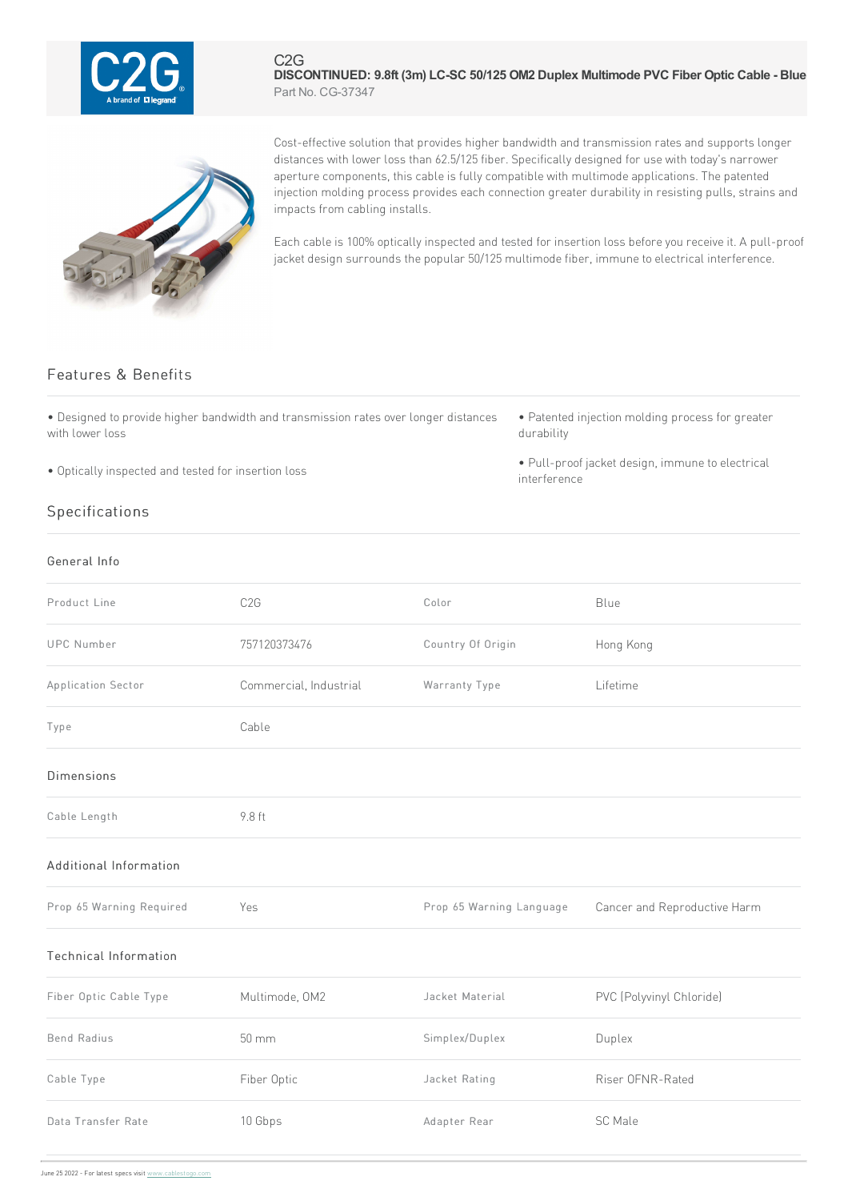C2G

# DISCONTINUED: 9.8ft (3m) LC-SC 50/125 OM2 Duplex Multimode PVC Fiber Optic Cable - Blue

Part No. CG-37347

Cost-effective solution that provides higher bandwidth and transmission rates and supports longer distances with lower loss than 62.5/125 fiber. Specifically designed for use with today's narrower aperture components, this cable is fully compatible with multimode applications. The patented injection molding process provides each connection greater durability in resisting pulls, strains and impacts from cabling installs.

Each cable is 100% optically inspected and tested for insertion loss before you receive it. A pull-proof jacket design surrounds the popular 50/125 multimode fiber, immune to electrical interference.

## Features & Benefits

- Designed to provide higher bandwidth and transmission rates over longer distances with lower loss
- Optically inspected and tested for insertion loss
- Patented injection molding process for greater durability
- Pull-proof jacket design, immune to electrical interference

## Specifications

### General Info

| | | | |
|---|---|---|---|
| Product Line | C2G | Color | Blue |
| UPC Number | 757120373476 | Country Of Origin | Hong Kong |
| Application Sector | Commercial, Industrial | Warranty Type | Lifetime |
| Type | Cable | | |

### Dimensions

| | |
|---|---|
| Cable Length | 9.8 ft |

### Additional Information

| | | | |
|---|---|---|---|
| Prop 65 Warning Required | Yes | Prop 65 Warning Language | Cancer and Reproductive Harm |

### Technical Information

| | | | |
|---|---|---|---|
| Fiber Optic Cable Type | Multimode, OM2 | Jacket Material | PVC (Polyvinyl Chloride) |
| Bend Radius | 50 mm | Simplex/Duplex | Duplex |
| Cable Type | Fiber Optic | Jacket Rating | Riser OFNR-Rated |
| Data Transfer Rate | 10 Gbps | Adapter Rear | SC Male |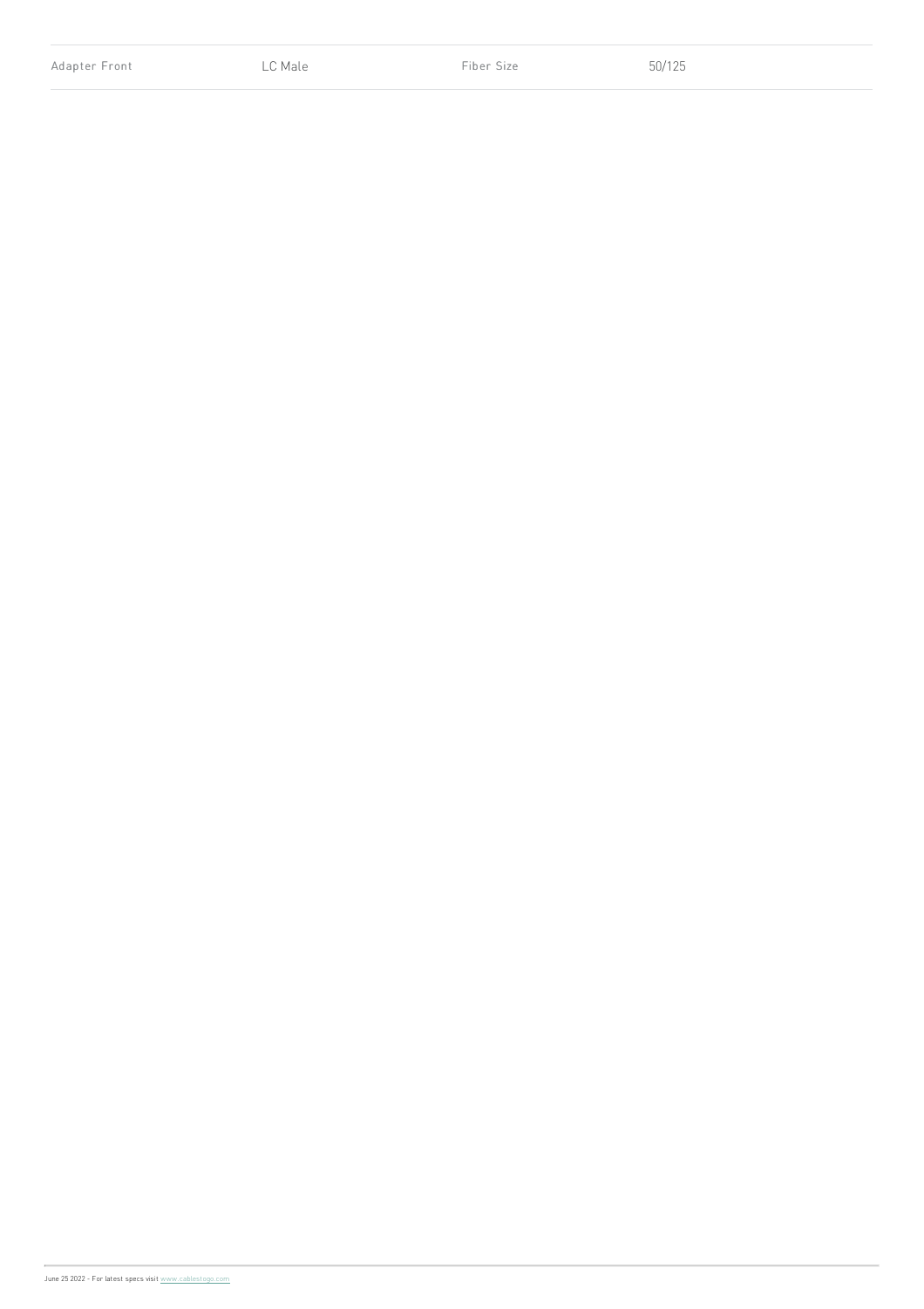| | | | |
|---|---|---|---|
| Adapter Front | LC Male | Fiber Size | 50/125 |